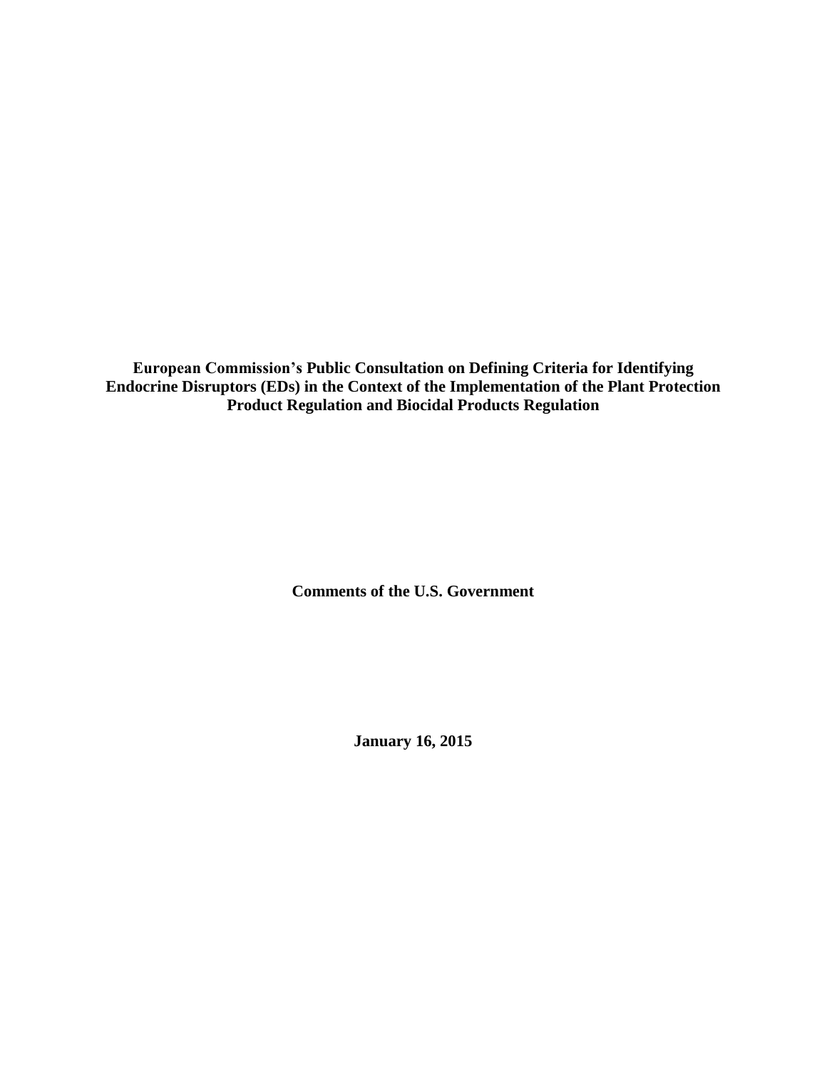**European Commission's Public Consultation on Defining Criteria for Identifying Endocrine Disruptors (EDs) in the Context of the Implementation of the Plant Protection Product Regulation and Biocidal Products Regulation**

**Comments of the U.S. Government**

**January 16, 2015**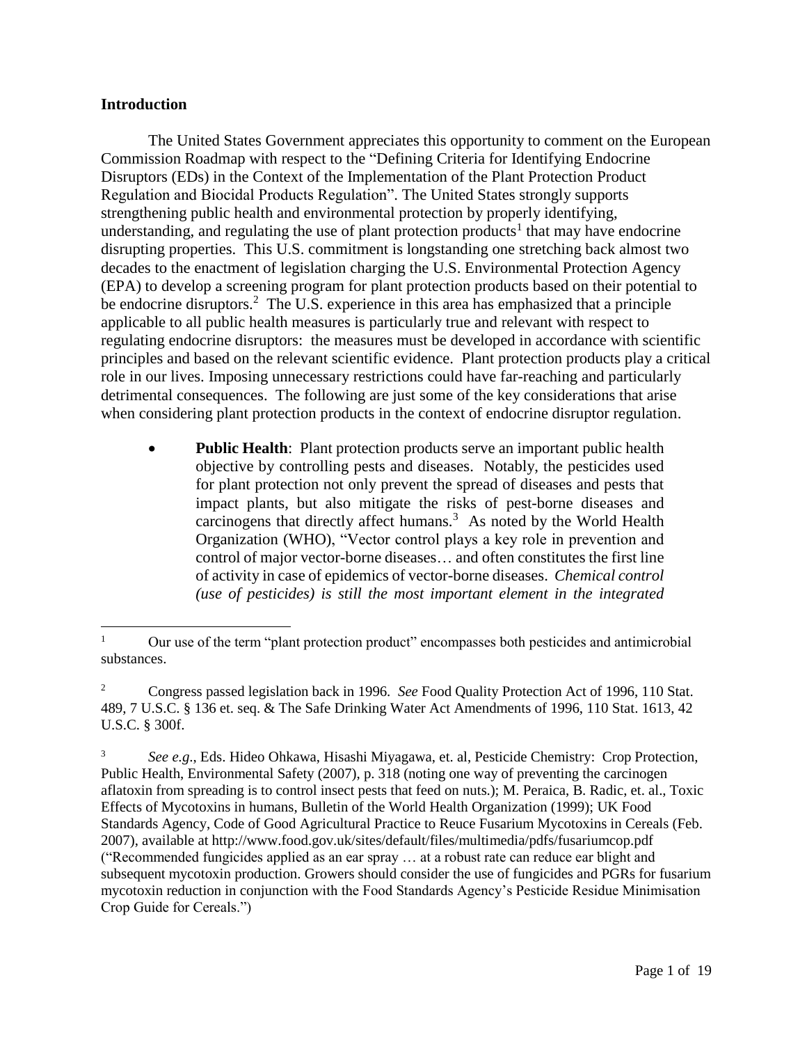## Introduction

The United States Government appreciates this opportunity to comment on the European Commission Roadmap with respect to the "Defining Criteria for Identifying Endocrine Disruptors (EDs) in the Context of the Implementation of the Plant Protection Product Regulation and Biocidal Products Regulation". The United States strongly supports strengthening public health and environmental protection by properly identifying, understanding, and regulating the use of plant protection products[1] that may have endocrine disrupting properties. This U.S. commitment is longstanding one stretching back almost two decades to the enactment of legislation charging the U.S. Environmental Protection Agency (EPA) to develop a screening program for plant protection products based on their potential to be endocrine disruptors.[2] The U.S. experience in this area has emphasized that a principle applicable to all public health measures is particularly true and relevant with respect to regulating endocrine disruptors: the measures must be developed in accordance with scientific principles and based on the relevant scientific evidence. Plant protection products play a critical role in our lives. Imposing unnecessary restrictions could have far-reaching and particularly detrimental consequences. The following are just some of the key considerations that arise when considering plant protection products in the context of endocrine disruptor regulation.

- **Public Health**: Plant protection products serve an important public health objective by controlling pests and diseases. Notably, the pesticides used for plant protection not only prevent the spread of diseases and pests that impact plants, but also mitigate the risks of pest-borne diseases and carcinogens that directly affect humans.[3] As noted by the World Health Organization (WHO), "Vector control plays a key role in prevention and control of major vector-borne diseases… and often constitutes the first line of activity in case of epidemics of vector-borne diseases. *Chemical control (use of pesticides) is still the most important element in the integrated*

---

[1] Our use of the term "plant protection product" encompasses both pesticides and antimicrobial substances.

[2] Congress passed legislation back in 1996. *See* Food Quality Protection Act of 1996, 110 Stat. 489, 7 U.S.C. § 136 et. seq. & The Safe Drinking Water Act Amendments of 1996, 110 Stat. 1613, 42 U.S.C. § 300f.

[3] *See e.g.*, Eds. Hideo Ohkawa, Hisashi Miyagawa, et. al, Pesticide Chemistry: Crop Protection, Public Health, Environmental Safety (2007), p. 318 (noting one way of preventing the carcinogen aflatoxin from spreading is to control insect pests that feed on nuts.); M. Peraica, B. Radic, et. al., Toxic Effects of Mycotoxins in humans, Bulletin of the World Health Organization (1999); UK Food Standards Agency, Code of Good Agricultural Practice to Reuce Fusarium Mycotoxins in Cereals (Feb. 2007), available at http://www.food.gov.uk/sites/default/files/multimedia/pdfs/fusariumcop.pdf ("Recommended fungicides applied as an ear spray … at a robust rate can reduce ear blight and subsequent mycotoxin production. Growers should consider the use of fungicides and PGRs for fusarium mycotoxin reduction in conjunction with the Food Standards Agency's Pesticide Residue Minimisation Crop Guide for Cereals.")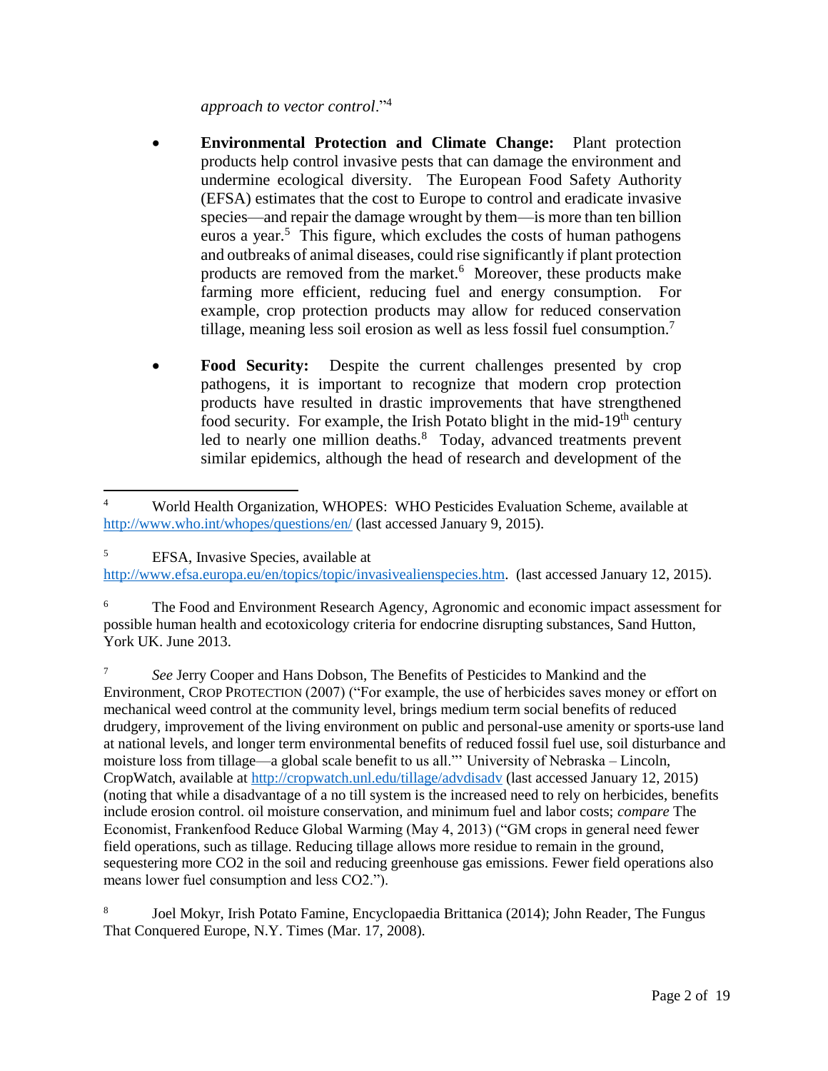*approach to vector control*."[4]

- **Environmental Protection and Climate Change:** Plant protection products help control invasive pests that can damage the environment and undermine ecological diversity. The European Food Safety Authority (EFSA) estimates that the cost to Europe to control and eradicate invasive species—and repair the damage wrought by them—is more than ten billion euros a year.[5] This figure, which excludes the costs of human pathogens and outbreaks of animal diseases, could rise significantly if plant protection products are removed from the market.[6] Moreover, these products make farming more efficient, reducing fuel and energy consumption. For example, crop protection products may allow for reduced conservation tillage, meaning less soil erosion as well as less fossil fuel consumption.[7]

- **Food Security:** Despite the current challenges presented by crop pathogens, it is important to recognize that modern crop protection products have resulted in drastic improvements that have strengthened food security. For example, the Irish Potato blight in the mid-19th century led to nearly one million deaths.[8] Today, advanced treatments prevent similar epidemics, although the head of research and development of the

---

[4] World Health Organization, WHOPES: WHO Pesticides Evaluation Scheme, available at http://www.who.int/whopes/questions/en/ (last accessed January 9, 2015).

[5] EFSA, Invasive Species, available at http://www.efsa.europa.eu/en/topics/topic/invasivealienspecies.htm. (last accessed January 12, 2015).

[6] The Food and Environment Research Agency, Agronomic and economic impact assessment for possible human health and ecotoxicology criteria for endocrine disrupting substances, Sand Hutton, York UK. June 2013.

[7] *See* Jerry Cooper and Hans Dobson, The Benefits of Pesticides to Mankind and the Environment, CROP PROTECTION (2007) ("For example, the use of herbicides saves money or effort on mechanical weed control at the community level, brings medium term social benefits of reduced drudgery, improvement of the living environment on public and personal-use amenity or sports-use land at national levels, and longer term environmental benefits of reduced fossil fuel use, soil disturbance and moisture loss from tillage—a global scale benefit to us all."' University of Nebraska – Lincoln, CropWatch, available at http://cropwatch.unl.edu/tillage/advdisadv (last accessed January 12, 2015) (noting that while a disadvantage of a no till system is the increased need to rely on herbicides, benefits include erosion control. oil moisture conservation, and minimum fuel and labor costs; *compare* The Economist, Frankenfood Reduce Global Warming (May 4, 2013) ("GM crops in general need fewer field operations, such as tillage. Reducing tillage allows more residue to remain in the ground, sequestering more CO2 in the soil and reducing greenhouse gas emissions. Fewer field operations also means lower fuel consumption and less CO2.").

[8] Joel Mokyr, Irish Potato Famine, Encyclopaedia Brittanica (2014); John Reader, The Fungus That Conquered Europe, N.Y. Times (Mar. 17, 2008).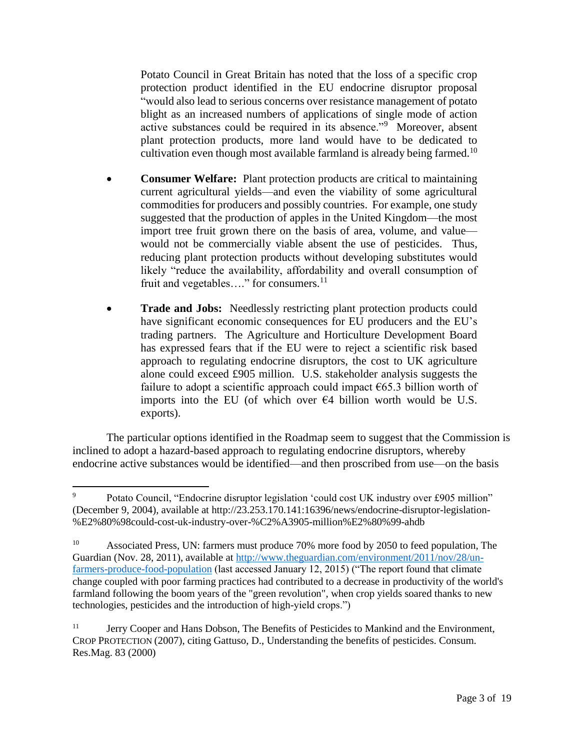Potato Council in Great Britain has noted that the loss of a specific crop protection product identified in the EU endocrine disruptor proposal "would also lead to serious concerns over resistance management of potato blight as an increased numbers of applications of single mode of action active substances could be required in its absence."[9] Moreover, absent plant protection products, more land would have to be dedicated to cultivation even though most available farmland is already being farmed.[10]

- **Consumer Welfare:** Plant protection products are critical to maintaining current agricultural yields—and even the viability of some agricultural commodities for producers and possibly countries. For example, one study suggested that the production of apples in the United Kingdom—the most import tree fruit grown there on the basis of area, volume, and value—would not be commercially viable absent the use of pesticides. Thus, reducing plant protection products without developing substitutes would likely "reduce the availability, affordability and overall consumption of fruit and vegetables…." for consumers.[11]

- **Trade and Jobs:** Needlessly restricting plant protection products could have significant economic consequences for EU producers and the EU's trading partners. The Agriculture and Horticulture Development Board has expressed fears that if the EU were to reject a scientific risk based approach to regulating endocrine disruptors, the cost to UK agriculture alone could exceed £905 million. U.S. stakeholder analysis suggests the failure to adopt a scientific approach could impact €65.3 billion worth of imports into the EU (of which over €4 billion worth would be U.S. exports).

The particular options identified in the Roadmap seem to suggest that the Commission is inclined to adopt a hazard-based approach to regulating endocrine disruptors, whereby endocrine active substances would be identified—and then proscribed from use—on the basis

---

[9] Potato Council, "Endocrine disruptor legislation 'could cost UK industry over £905 million" (December 9, 2004), available at http://23.253.170.141:16396/news/endocrine-disruptor-legislation-%E2%80%98could-cost-uk-industry-over-%C2%A3905-million%E2%80%99-ahdb

[10] Associated Press, UN: farmers must produce 70% more food by 2050 to feed population, The Guardian (Nov. 28, 2011), available at http://www.theguardian.com/environment/2011/nov/28/un-farmers-produce-food-population (last accessed January 12, 2015) ("The report found that climate change coupled with poor farming practices had contributed to a decrease in productivity of the world's farmland following the boom years of the "green revolution", when crop yields soared thanks to new technologies, pesticides and the introduction of high-yield crops.")

[11] Jerry Cooper and Hans Dobson, The Benefits of Pesticides to Mankind and the Environment, CROP PROTECTION (2007), citing Gattuso, D., Understanding the benefits of pesticides. Consum. Res.Mag. 83 (2000)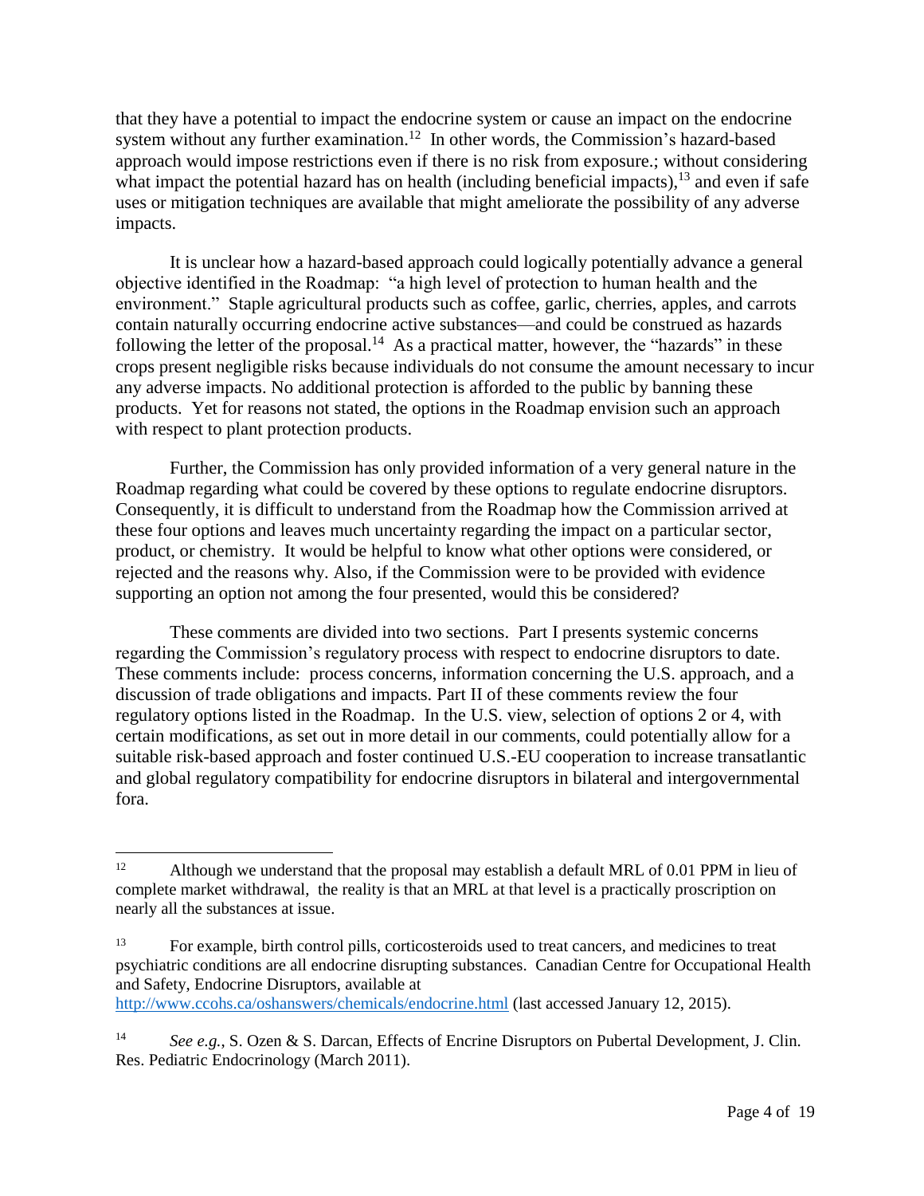that they have a potential to impact the endocrine system or cause an impact on the endocrine system without any further examination.[12] In other words, the Commission's hazard-based approach would impose restrictions even if there is no risk from exposure.; without considering what impact the potential hazard has on health (including beneficial impacts),[13] and even if safe uses or mitigation techniques are available that might ameliorate the possibility of any adverse impacts.

It is unclear how a hazard-based approach could logically potentially advance a general objective identified in the Roadmap: "a high level of protection to human health and the environment." Staple agricultural products such as coffee, garlic, cherries, apples, and carrots contain naturally occurring endocrine active substances—and could be construed as hazards following the letter of the proposal.[14] As a practical matter, however, the "hazards" in these crops present negligible risks because individuals do not consume the amount necessary to incur any adverse impacts. No additional protection is afforded to the public by banning these products. Yet for reasons not stated, the options in the Roadmap envision such an approach with respect to plant protection products.

Further, the Commission has only provided information of a very general nature in the Roadmap regarding what could be covered by these options to regulate endocrine disruptors. Consequently, it is difficult to understand from the Roadmap how the Commission arrived at these four options and leaves much uncertainty regarding the impact on a particular sector, product, or chemistry. It would be helpful to know what other options were considered, or rejected and the reasons why. Also, if the Commission were to be provided with evidence supporting an option not among the four presented, would this be considered?

These comments are divided into two sections. Part I presents systemic concerns regarding the Commission's regulatory process with respect to endocrine disruptors to date. These comments include: process concerns, information concerning the U.S. approach, and a discussion of trade obligations and impacts. Part II of these comments review the four regulatory options listed in the Roadmap. In the U.S. view, selection of options 2 or 4, with certain modifications, as set out in more detail in our comments, could potentially allow for a suitable risk-based approach and foster continued U.S.-EU cooperation to increase transatlantic and global regulatory compatibility for endocrine disruptors in bilateral and intergovernmental fora.

---

[12] Although we understand that the proposal may establish a default MRL of 0.01 PPM in lieu of complete market withdrawal, the reality is that an MRL at that level is a practically proscription on nearly all the substances at issue.

[13] For example, birth control pills, corticosteroids used to treat cancers, and medicines to treat psychiatric conditions are all endocrine disrupting substances. Canadian Centre for Occupational Health and Safety, Endocrine Disruptors, available at http://www.ccohs.ca/oshanswers/chemicals/endocrine.html (last accessed January 12, 2015).

[14] *See e.g.*, S. Ozen & S. Darcan, Effects of Encrine Disruptors on Pubertal Development, J. Clin. Res. Pediatric Endocrinology (March 2011).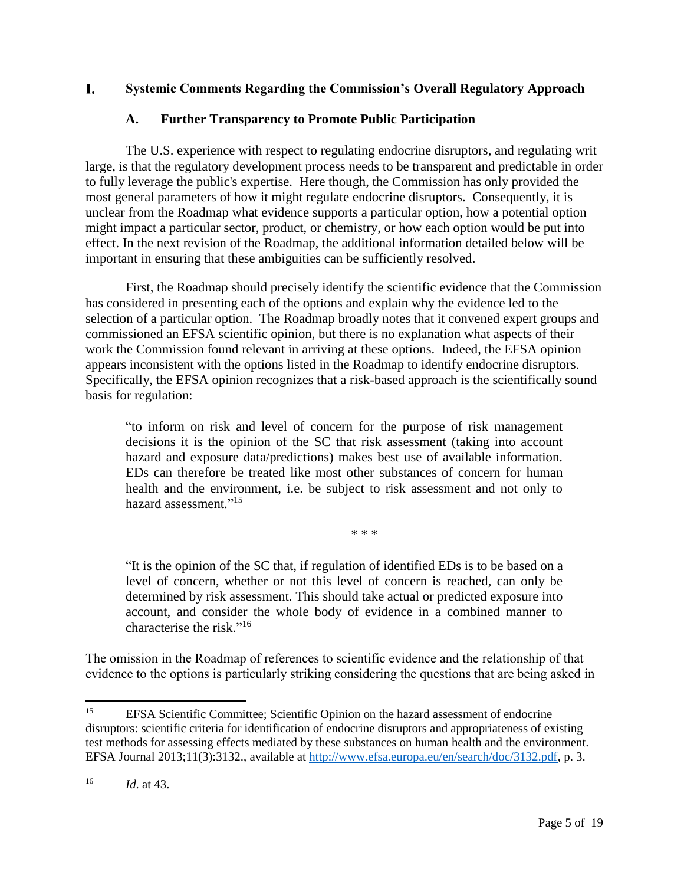## I. Systemic Comments Regarding the Commission's Overall Regulatory Approach

### A. Further Transparency to Promote Public Participation

The U.S. experience with respect to regulating endocrine disruptors, and regulating writ large, is that the regulatory development process needs to be transparent and predictable in order to fully leverage the public's expertise. Here though, the Commission has only provided the most general parameters of how it might regulate endocrine disruptors. Consequently, it is unclear from the Roadmap what evidence supports a particular option, how a potential option might impact a particular sector, product, or chemistry, or how each option would be put into effect. In the next revision of the Roadmap, the additional information detailed below will be important in ensuring that these ambiguities can be sufficiently resolved.

First, the Roadmap should precisely identify the scientific evidence that the Commission has considered in presenting each of the options and explain why the evidence led to the selection of a particular option. The Roadmap broadly notes that it convened expert groups and commissioned an EFSA scientific opinion, but there is no explanation what aspects of their work the Commission found relevant in arriving at these options. Indeed, the EFSA opinion appears inconsistent with the options listed in the Roadmap to identify endocrine disruptors. Specifically, the EFSA opinion recognizes that a risk-based approach is the scientifically sound basis for regulation:

> "to inform on risk and level of concern for the purpose of risk management decisions it is the opinion of the SC that risk assessment (taking into account hazard and exposure data/predictions) makes best use of available information. EDs can therefore be treated like most other substances of concern for human health and the environment, i.e. be subject to risk assessment and not only to hazard assessment."[15]
>
> \* \* \*
>
> "It is the opinion of the SC that, if regulation of identified EDs is to be based on a level of concern, whether or not this level of concern is reached, can only be determined by risk assessment. This should take actual or predicted exposure into account, and consider the whole body of evidence in a combined manner to characterise the risk."[16]

The omission in the Roadmap of references to scientific evidence and the relationship of that evidence to the options is particularly striking considering the questions that are being asked in

---

[15] EFSA Scientific Committee; Scientific Opinion on the hazard assessment of endocrine disruptors: scientific criteria for identification of endocrine disruptors and appropriateness of existing test methods for assessing effects mediated by these substances on human health and the environment. EFSA Journal 2013;11(3):3132., available at http://www.efsa.europa.eu/en/search/doc/3132.pdf, p. 3.

[16] *Id.* at 43.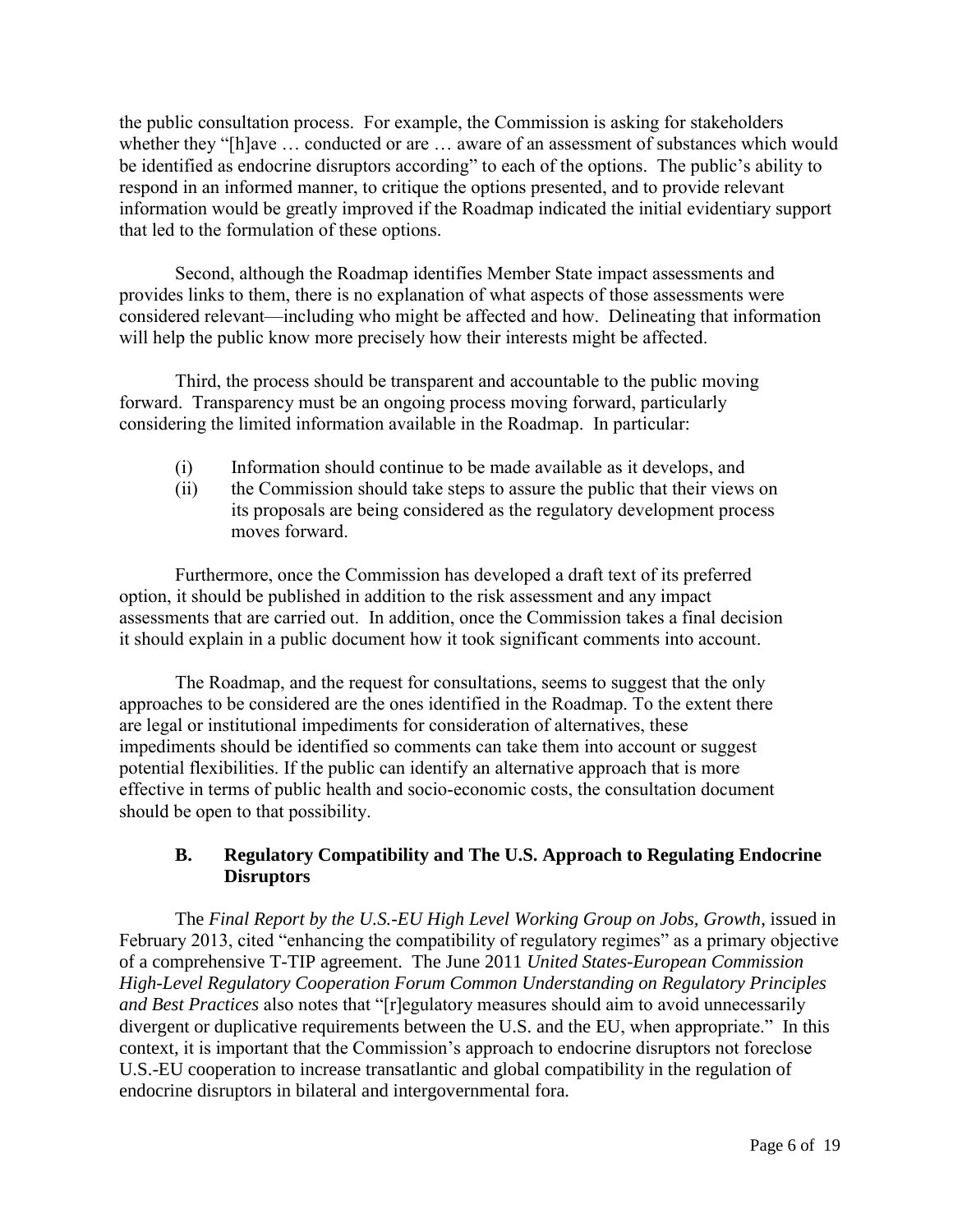the public consultation process. For example, the Commission is asking for stakeholders whether they "[h]ave … conducted or are … aware of an assessment of substances which would be identified as endocrine disruptors according" to each of the options. The public's ability to respond in an informed manner, to critique the options presented, and to provide relevant information would be greatly improved if the Roadmap indicated the initial evidentiary support that led to the formulation of these options.

Second, although the Roadmap identifies Member State impact assessments and provides links to them, there is no explanation of what aspects of those assessments were considered relevant—including who might be affected and how. Delineating that information will help the public know more precisely how their interests might be affected.

Third, the process should be transparent and accountable to the public moving forward. Transparency must be an ongoing process moving forward, particularly considering the limited information available in the Roadmap. In particular:

(i) Information should continue to be made available as it develops, and
(ii) the Commission should take steps to assure the public that their views on its proposals are being considered as the regulatory development process moves forward.

Furthermore, once the Commission has developed a draft text of its preferred option, it should be published in addition to the risk assessment and any impact assessments that are carried out. In addition, once the Commission takes a final decision it should explain in a public document how it took significant comments into account.

The Roadmap, and the request for consultations, seems to suggest that the only approaches to be considered are the ones identified in the Roadmap. To the extent there are legal or institutional impediments for consideration of alternatives, these impediments should be identified so comments can take them into account or suggest potential flexibilities. If the public can identify an alternative approach that is more effective in terms of public health and socio-economic costs, the consultation document should be open to that possibility.

### B. Regulatory Compatibility and The U.S. Approach to Regulating Endocrine Disruptors

The *Final Report by the U.S.-EU High Level Working Group on Jobs, Growth*, issued in February 2013, cited "enhancing the compatibility of regulatory regimes" as a primary objective of a comprehensive T-TIP agreement. The June 2011 *United States-European Commission High-Level Regulatory Cooperation Forum Common Understanding on Regulatory Principles and Best Practices* also notes that "[r]egulatory measures should aim to avoid unnecessarily divergent or duplicative requirements between the U.S. and the EU, when appropriate." In this context, it is important that the Commission's approach to endocrine disruptors not foreclose U.S.-EU cooperation to increase transatlantic and global compatibility in the regulation of endocrine disruptors in bilateral and intergovernmental fora.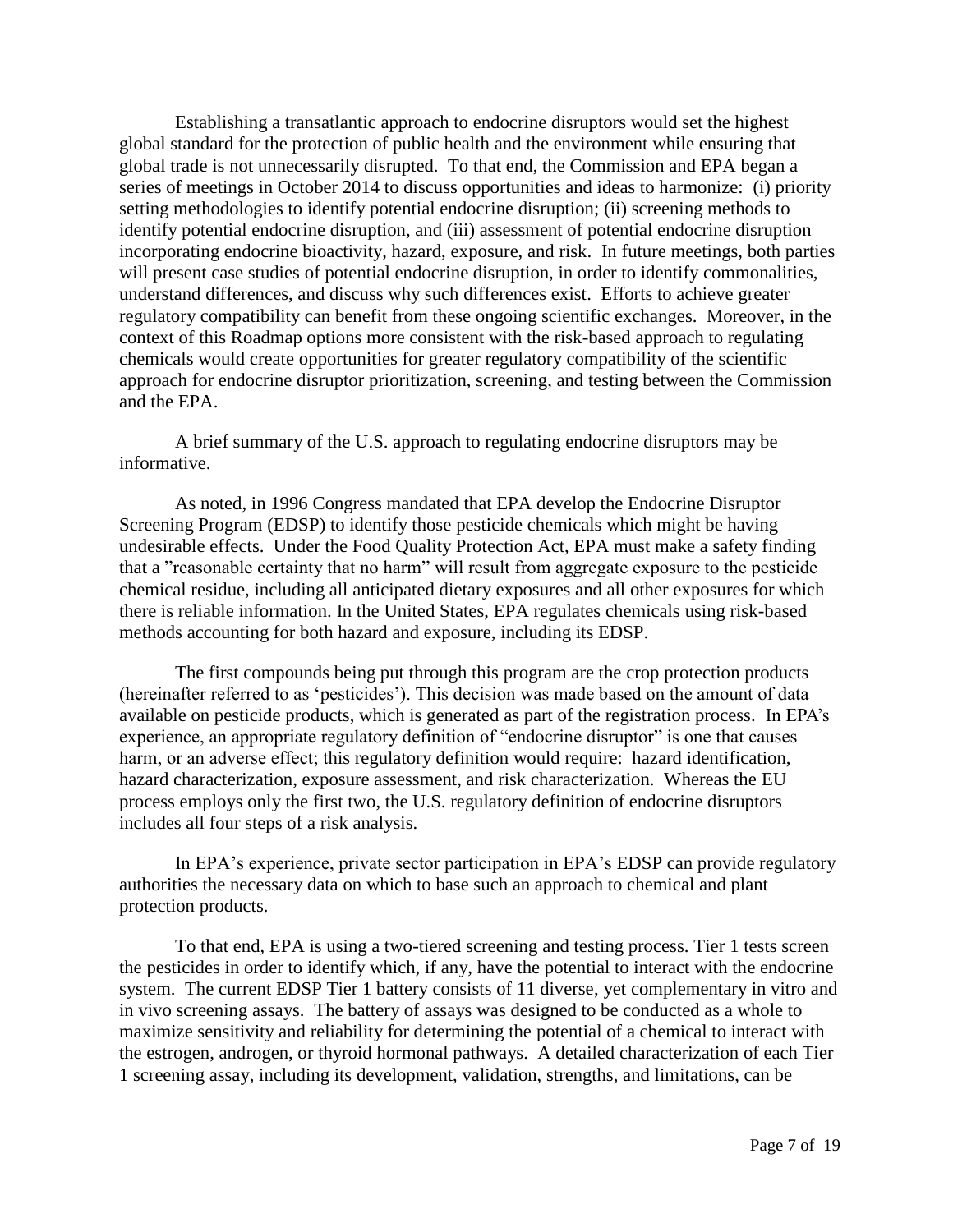Establishing a transatlantic approach to endocrine disruptors would set the highest global standard for the protection of public health and the environment while ensuring that global trade is not unnecessarily disrupted. To that end, the Commission and EPA began a series of meetings in October 2014 to discuss opportunities and ideas to harmonize: (i) priority setting methodologies to identify potential endocrine disruption; (ii) screening methods to identify potential endocrine disruption, and (iii) assessment of potential endocrine disruption incorporating endocrine bioactivity, hazard, exposure, and risk. In future meetings, both parties will present case studies of potential endocrine disruption, in order to identify commonalities, understand differences, and discuss why such differences exist. Efforts to achieve greater regulatory compatibility can benefit from these ongoing scientific exchanges. Moreover, in the context of this Roadmap options more consistent with the risk-based approach to regulating chemicals would create opportunities for greater regulatory compatibility of the scientific approach for endocrine disruptor prioritization, screening, and testing between the Commission and the EPA.

A brief summary of the U.S. approach to regulating endocrine disruptors may be informative.

As noted, in 1996 Congress mandated that EPA develop the Endocrine Disruptor Screening Program (EDSP) to identify those pesticide chemicals which might be having undesirable effects. Under the Food Quality Protection Act, EPA must make a safety finding that a "reasonable certainty that no harm" will result from aggregate exposure to the pesticide chemical residue, including all anticipated dietary exposures and all other exposures for which there is reliable information. In the United States, EPA regulates chemicals using risk-based methods accounting for both hazard and exposure, including its EDSP.

The first compounds being put through this program are the crop protection products (hereinafter referred to as 'pesticides'). This decision was made based on the amount of data available on pesticide products, which is generated as part of the registration process. In EPA's experience, an appropriate regulatory definition of "endocrine disruptor" is one that causes harm, or an adverse effect; this regulatory definition would require: hazard identification, hazard characterization, exposure assessment, and risk characterization. Whereas the EU process employs only the first two, the U.S. regulatory definition of endocrine disruptors includes all four steps of a risk analysis.

In EPA's experience, private sector participation in EPA's EDSP can provide regulatory authorities the necessary data on which to base such an approach to chemical and plant protection products.

To that end, EPA is using a two-tiered screening and testing process. Tier 1 tests screen the pesticides in order to identify which, if any, have the potential to interact with the endocrine system. The current EDSP Tier 1 battery consists of 11 diverse, yet complementary in vitro and in vivo screening assays. The battery of assays was designed to be conducted as a whole to maximize sensitivity and reliability for determining the potential of a chemical to interact with the estrogen, androgen, or thyroid hormonal pathways. A detailed characterization of each Tier 1 screening assay, including its development, validation, strengths, and limitations, can be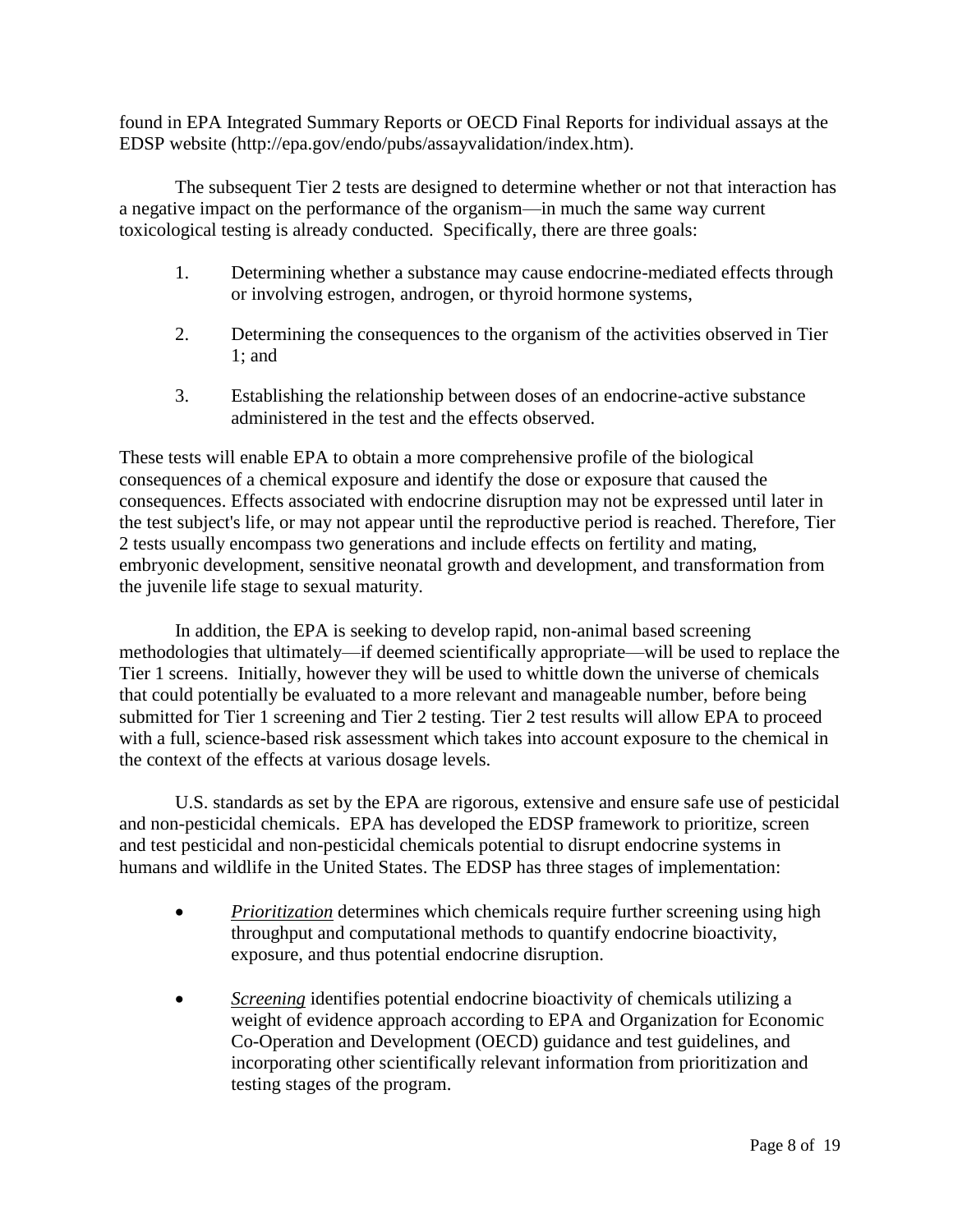found in EPA Integrated Summary Reports or OECD Final Reports for individual assays at the EDSP website (http://epa.gov/endo/pubs/assayvalidation/index.htm).

The subsequent Tier 2 tests are designed to determine whether or not that interaction has a negative impact on the performance of the organism—in much the same way current toxicological testing is already conducted. Specifically, there are three goals:

1. Determining whether a substance may cause endocrine-mediated effects through or involving estrogen, androgen, or thyroid hormone systems,

2. Determining the consequences to the organism of the activities observed in Tier 1; and

3. Establishing the relationship between doses of an endocrine-active substance administered in the test and the effects observed.

These tests will enable EPA to obtain a more comprehensive profile of the biological consequences of a chemical exposure and identify the dose or exposure that caused the consequences. Effects associated with endocrine disruption may not be expressed until later in the test subject's life, or may not appear until the reproductive period is reached. Therefore, Tier 2 tests usually encompass two generations and include effects on fertility and mating, embryonic development, sensitive neonatal growth and development, and transformation from the juvenile life stage to sexual maturity.

In addition, the EPA is seeking to develop rapid, non-animal based screening methodologies that ultimately—if deemed scientifically appropriate—will be used to replace the Tier 1 screens. Initially, however they will be used to whittle down the universe of chemicals that could potentially be evaluated to a more relevant and manageable number, before being submitted for Tier 1 screening and Tier 2 testing. Tier 2 test results will allow EPA to proceed with a full, science-based risk assessment which takes into account exposure to the chemical in the context of the effects at various dosage levels.

U.S. standards as set by the EPA are rigorous, extensive and ensure safe use of pesticidal and non-pesticidal chemicals. EPA has developed the EDSP framework to prioritize, screen and test pesticidal and non-pesticidal chemicals potential to disrupt endocrine systems in humans and wildlife in the United States. The EDSP has three stages of implementation:

- *Prioritization* determines which chemicals require further screening using high throughput and computational methods to quantify endocrine bioactivity, exposure, and thus potential endocrine disruption.

- *Screening* identifies potential endocrine bioactivity of chemicals utilizing a weight of evidence approach according to EPA and Organization for Economic Co-Operation and Development (OECD) guidance and test guidelines, and incorporating other scientifically relevant information from prioritization and testing stages of the program.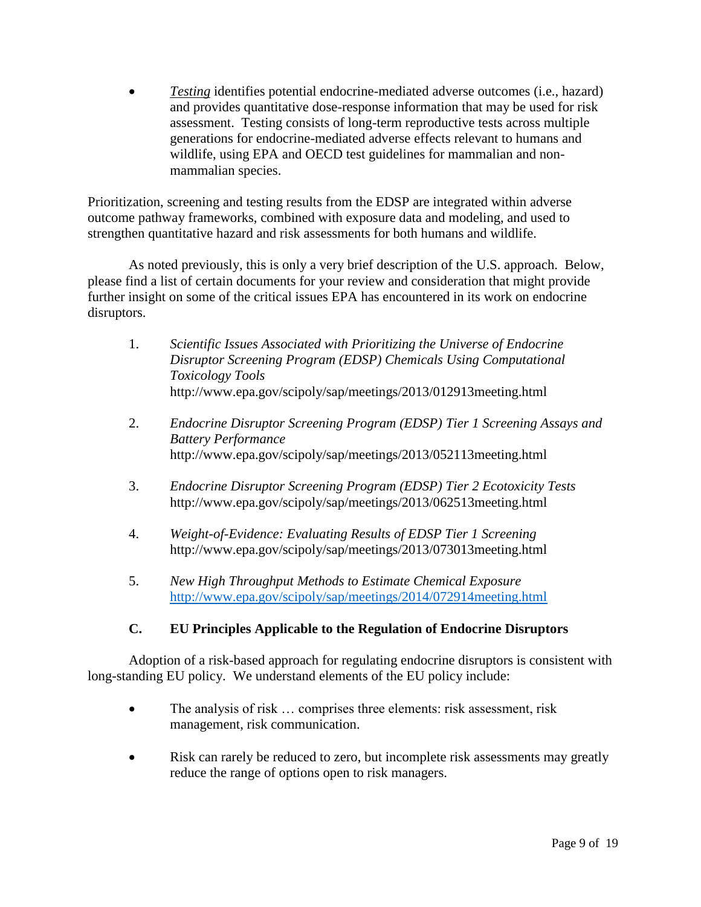- *Testing* identifies potential endocrine-mediated adverse outcomes (i.e., hazard) and provides quantitative dose-response information that may be used for risk assessment. Testing consists of long-term reproductive tests across multiple generations for endocrine-mediated adverse effects relevant to humans and wildlife, using EPA and OECD test guidelines for mammalian and non-mammalian species.

Prioritization, screening and testing results from the EDSP are integrated within adverse outcome pathway frameworks, combined with exposure data and modeling, and used to strengthen quantitative hazard and risk assessments for both humans and wildlife.

As noted previously, this is only a very brief description of the U.S. approach. Below, please find a list of certain documents for your review and consideration that might provide further insight on some of the critical issues EPA has encountered in its work on endocrine disruptors.

1. *Scientific Issues Associated with Prioritizing the Universe of Endocrine Disruptor Screening Program (EDSP) Chemicals Using Computational Toxicology Tools*
   http://www.epa.gov/scipoly/sap/meetings/2013/012913meeting.html

2. *Endocrine Disruptor Screening Program (EDSP) Tier 1 Screening Assays and Battery Performance*
   http://www.epa.gov/scipoly/sap/meetings/2013/052113meeting.html

3. *Endocrine Disruptor Screening Program (EDSP) Tier 2 Ecotoxicity Tests*
   http://www.epa.gov/scipoly/sap/meetings/2013/062513meeting.html

4. *Weight-of-Evidence: Evaluating Results of EDSP Tier 1 Screening*
   http://www.epa.gov/scipoly/sap/meetings/2013/073013meeting.html

5. *New High Throughput Methods to Estimate Chemical Exposure*
   http://www.epa.gov/scipoly/sap/meetings/2014/072914meeting.html

### C. EU Principles Applicable to the Regulation of Endocrine Disruptors

Adoption of a risk-based approach for regulating endocrine disruptors is consistent with long-standing EU policy. We understand elements of the EU policy include:

- The analysis of risk … comprises three elements: risk assessment, risk management, risk communication.

- Risk can rarely be reduced to zero, but incomplete risk assessments may greatly reduce the range of options open to risk managers.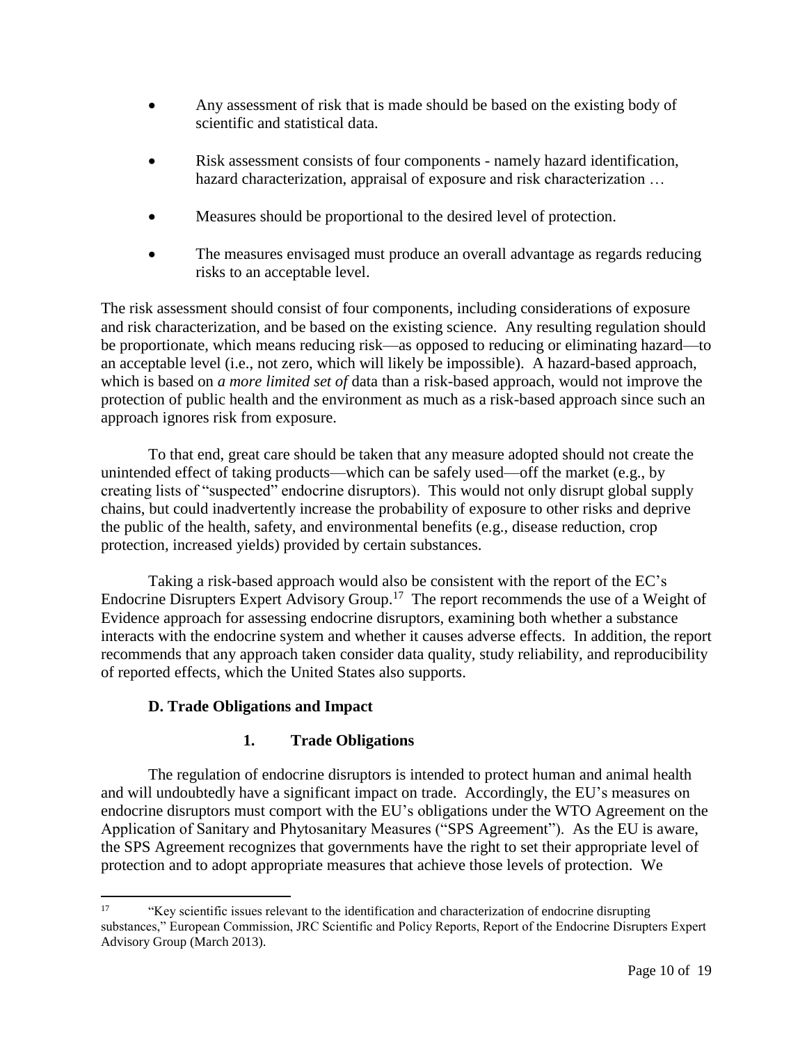- Any assessment of risk that is made should be based on the existing body of scientific and statistical data.
- Risk assessment consists of four components - namely hazard identification, hazard characterization, appraisal of exposure and risk characterization …
- Measures should be proportional to the desired level of protection.
- The measures envisaged must produce an overall advantage as regards reducing risks to an acceptable level.

The risk assessment should consist of four components, including considerations of exposure and risk characterization, and be based on the existing science. Any resulting regulation should be proportionate, which means reducing risk—as opposed to reducing or eliminating hazard—to an acceptable level (i.e., not zero, which will likely be impossible). A hazard-based approach, which is based on *a more limited set of* data than a risk-based approach, would not improve the protection of public health and the environment as much as a risk-based approach since such an approach ignores risk from exposure.

To that end, great care should be taken that any measure adopted should not create the unintended effect of taking products—which can be safely used—off the market (e.g., by creating lists of "suspected" endocrine disruptors). This would not only disrupt global supply chains, but could inadvertently increase the probability of exposure to other risks and deprive the public of the health, safety, and environmental benefits (e.g., disease reduction, crop protection, increased yields) provided by certain substances.

Taking a risk-based approach would also be consistent with the report of the EC's Endocrine Disrupters Expert Advisory Group.[17] The report recommends the use of a Weight of Evidence approach for assessing endocrine disruptors, examining both whether a substance interacts with the endocrine system and whether it causes adverse effects. In addition, the report recommends that any approach taken consider data quality, study reliability, and reproducibility of reported effects, which the United States also supports.

### D. Trade Obligations and Impact

#### 1. Trade Obligations

The regulation of endocrine disruptors is intended to protect human and animal health and will undoubtedly have a significant impact on trade. Accordingly, the EU's measures on endocrine disruptors must comport with the EU's obligations under the WTO Agreement on the Application of Sanitary and Phytosanitary Measures ("SPS Agreement"). As the EU is aware, the SPS Agreement recognizes that governments have the right to set their appropriate level of protection and to adopt appropriate measures that achieve those levels of protection. We

[17] "Key scientific issues relevant to the identification and characterization of endocrine disrupting substances," European Commission, JRC Scientific and Policy Reports, Report of the Endocrine Disrupters Expert Advisory Group (March 2013).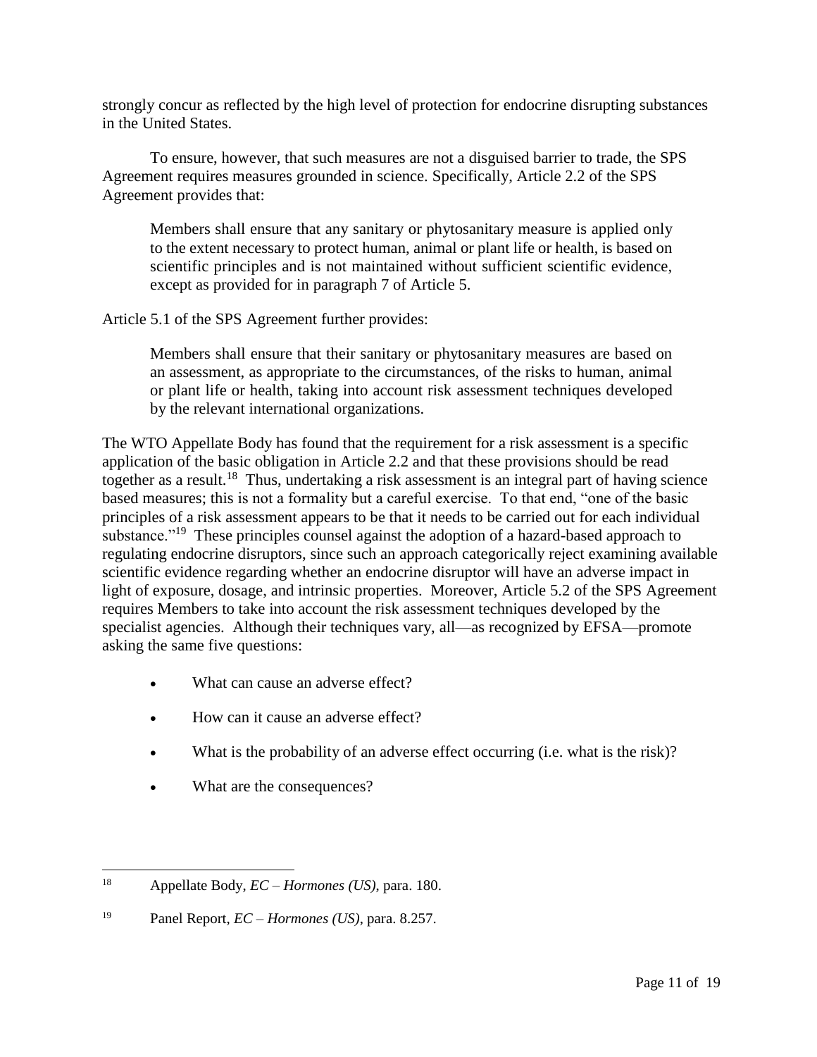strongly concur as reflected by the high level of protection for endocrine disrupting substances in the United States.

To ensure, however, that such measures are not a disguised barrier to trade, the SPS Agreement requires measures grounded in science. Specifically, Article 2.2 of the SPS Agreement provides that:

> Members shall ensure that any sanitary or phytosanitary measure is applied only to the extent necessary to protect human, animal or plant life or health, is based on scientific principles and is not maintained without sufficient scientific evidence, except as provided for in paragraph 7 of Article 5.

Article 5.1 of the SPS Agreement further provides:

> Members shall ensure that their sanitary or phytosanitary measures are based on an assessment, as appropriate to the circumstances, of the risks to human, animal or plant life or health, taking into account risk assessment techniques developed by the relevant international organizations.

The WTO Appellate Body has found that the requirement for a risk assessment is a specific application of the basic obligation in Article 2.2 and that these provisions should be read together as a result.[18] Thus, undertaking a risk assessment is an integral part of having science based measures; this is not a formality but a careful exercise. To that end, "one of the basic principles of a risk assessment appears to be that it needs to be carried out for each individual substance."[19] These principles counsel against the adoption of a hazard-based approach to regulating endocrine disruptors, since such an approach categorically reject examining available scientific evidence regarding whether an endocrine disruptor will have an adverse impact in light of exposure, dosage, and intrinsic properties. Moreover, Article 5.2 of the SPS Agreement requires Members to take into account the risk assessment techniques developed by the specialist agencies. Although their techniques vary, all—as recognized by EFSA—promote asking the same five questions:

- What can cause an adverse effect?
- How can it cause an adverse effect?
- What is the probability of an adverse effect occurring (i.e. what is the risk)?
- What are the consequences?

---

[18] Appellate Body, *EC – Hormones (US)*, para. 180.

[19] Panel Report, *EC – Hormones (US)*, para. 8.257.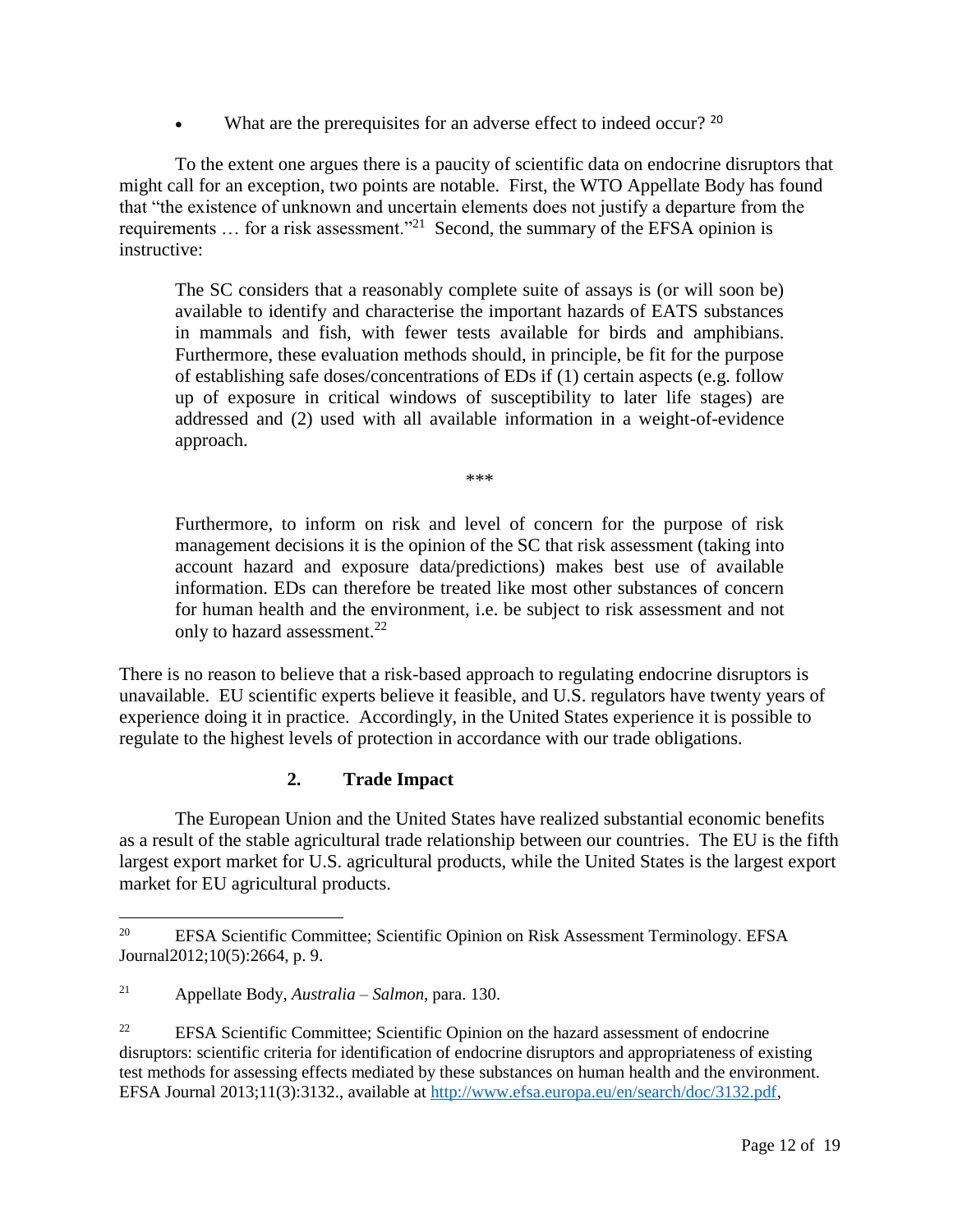- What are the prerequisites for an adverse effect to indeed occur? [20]

To the extent one argues there is a paucity of scientific data on endocrine disruptors that might call for an exception, two points are notable. First, the WTO Appellate Body has found that "the existence of unknown and uncertain elements does not justify a departure from the requirements … for a risk assessment."[21] Second, the summary of the EFSA opinion is instructive:

> The SC considers that a reasonably complete suite of assays is (or will soon be) available to identify and characterise the important hazards of EATS substances in mammals and fish, with fewer tests available for birds and amphibians. Furthermore, these evaluation methods should, in principle, be fit for the purpose of establishing safe doses/concentrations of EDs if (1) certain aspects (e.g. follow up of exposure in critical windows of susceptibility to later life stages) are addressed and (2) used with all available information in a weight-of-evidence approach.
>
> \*\*\*
>
> Furthermore, to inform on risk and level of concern for the purpose of risk management decisions it is the opinion of the SC that risk assessment (taking into account hazard and exposure data/predictions) makes best use of available information. EDs can therefore be treated like most other substances of concern for human health and the environment, i.e. be subject to risk assessment and not only to hazard assessment.[22]

There is no reason to believe that a risk-based approach to regulating endocrine disruptors is unavailable. EU scientific experts believe it feasible, and U.S. regulators have twenty years of experience doing it in practice. Accordingly, in the United States experience it is possible to regulate to the highest levels of protection in accordance with our trade obligations.

### 2. Trade Impact

The European Union and the United States have realized substantial economic benefits as a result of the stable agricultural trade relationship between our countries. The EU is the fifth largest export market for U.S. agricultural products, while the United States is the largest export market for EU agricultural products.

---

[20] EFSA Scientific Committee; Scientific Opinion on Risk Assessment Terminology. EFSA Journal2012;10(5):2664, p. 9.

[21] Appellate Body, *Australia – Salmon*, para. 130.

[22] EFSA Scientific Committee; Scientific Opinion on the hazard assessment of endocrine disruptors: scientific criteria for identification of endocrine disruptors and appropriateness of existing test methods for assessing effects mediated by these substances on human health and the environment. EFSA Journal 2013;11(3):3132., available at http://www.efsa.europa.eu/en/search/doc/3132.pdf,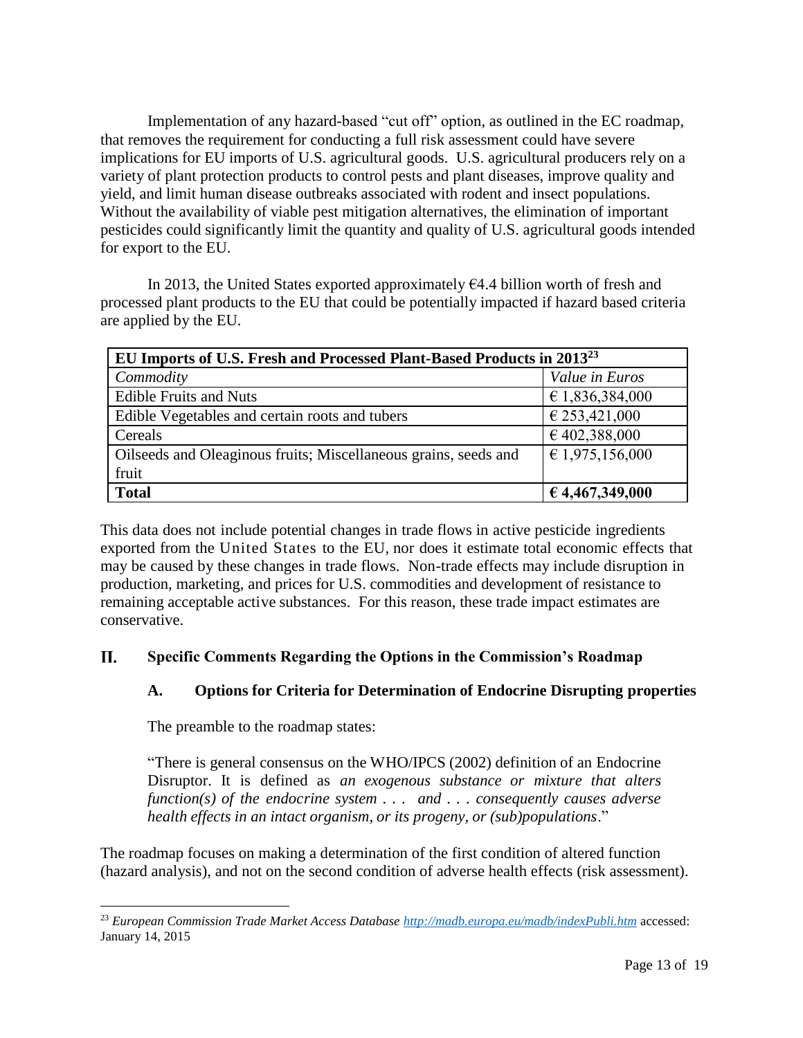Implementation of any hazard-based "cut off" option, as outlined in the EC roadmap, that removes the requirement for conducting a full risk assessment could have severe implications for EU imports of U.S. agricultural goods. U.S. agricultural producers rely on a variety of plant protection products to control pests and plant diseases, improve quality and yield, and limit human disease outbreaks associated with rodent and insect populations. Without the availability of viable pest mitigation alternatives, the elimination of important pesticides could significantly limit the quantity and quality of U.S. agricultural goods intended for export to the EU.

In 2013, the United States exported approximately €4.4 billion worth of fresh and processed plant products to the EU that could be potentially impacted if hazard based criteria are applied by the EU.

| **EU Imports of U.S. Fresh and Processed Plant-Based Products in 2013[23]** | |
|---|---|
| *Commodity* | *Value in Euros* |
| Edible Fruits and Nuts | € 1,836,384,000 |
| Edible Vegetables and certain roots and tubers | € 253,421,000 |
| Cereals | € 402,388,000 |
| Oilseeds and Oleaginous fruits; Miscellaneous grains, seeds and fruit | € 1,975,156,000 |
| **Total** | **€ 4,467,349,000** |

This data does not include potential changes in trade flows in active pesticide ingredients exported from the United States to the EU, nor does it estimate total economic effects that may be caused by these changes in trade flows. Non-trade effects may include disruption in production, marketing, and prices for U.S. commodities and development of resistance to remaining acceptable active substances. For this reason, these trade impact estimates are conservative.

## II. Specific Comments Regarding the Options in the Commission's Roadmap

### A. Options for Criteria for Determination of Endocrine Disrupting properties

The preamble to the roadmap states:

> "There is general consensus on the WHO/IPCS (2002) definition of an Endocrine Disruptor. It is defined as *an exogenous substance or mixture that alters function(s) of the endocrine system . . . and . . . consequently causes adverse health effects in an intact organism, or its progeny, or (sub)populations*."

The roadmap focuses on making a determination of the first condition of altered function (hazard analysis), and not on the second condition of adverse health effects (risk assessment).

---

[23] *European Commission Trade Market Access Database* http://madb.europa.eu/madb/indexPubli.htm accessed: January 14, 2015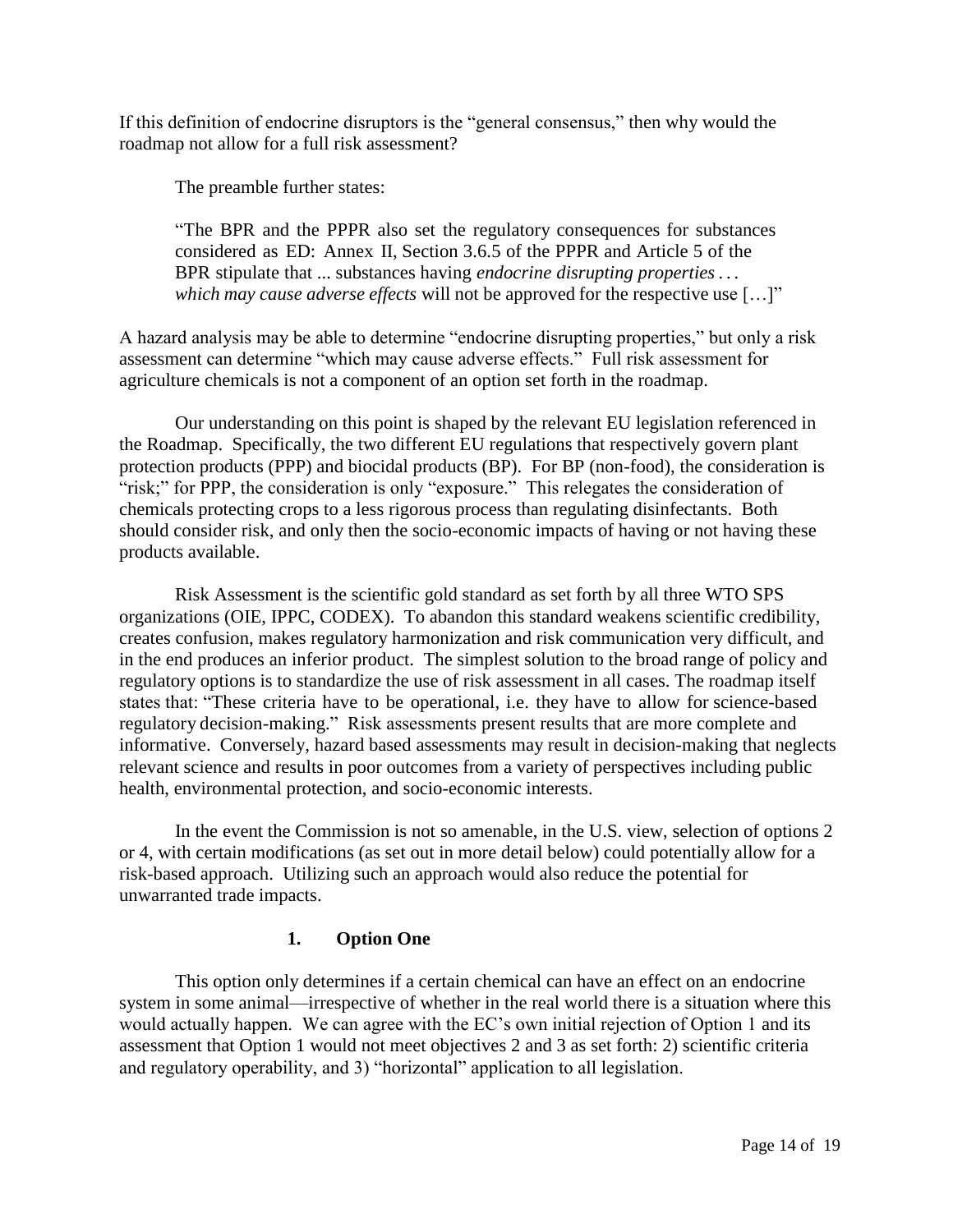If this definition of endocrine disruptors is the "general consensus," then why would the roadmap not allow for a full risk assessment?

The preamble further states:

> "The BPR and the PPPR also set the regulatory consequences for substances considered as ED: Annex II, Section 3.6.5 of the PPPR and Article 5 of the BPR stipulate that ... substances having *endocrine disrupting properties . . . which may cause adverse effects* will not be approved for the respective use […]"

A hazard analysis may be able to determine "endocrine disrupting properties," but only a risk assessment can determine "which may cause adverse effects." Full risk assessment for agriculture chemicals is not a component of an option set forth in the roadmap.

Our understanding on this point is shaped by the relevant EU legislation referenced in the Roadmap. Specifically, the two different EU regulations that respectively govern plant protection products (PPP) and biocidal products (BP). For BP (non-food), the consideration is "risk;" for PPP, the consideration is only "exposure." This relegates the consideration of chemicals protecting crops to a less rigorous process than regulating disinfectants. Both should consider risk, and only then the socio-economic impacts of having or not having these products available.

Risk Assessment is the scientific gold standard as set forth by all three WTO SPS organizations (OIE, IPPC, CODEX). To abandon this standard weakens scientific credibility, creates confusion, makes regulatory harmonization and risk communication very difficult, and in the end produces an inferior product. The simplest solution to the broad range of policy and regulatory options is to standardize the use of risk assessment in all cases. The roadmap itself states that: "These criteria have to be operational, i.e. they have to allow for science-based regulatory decision-making." Risk assessments present results that are more complete and informative. Conversely, hazard based assessments may result in decision-making that neglects relevant science and results in poor outcomes from a variety of perspectives including public health, environmental protection, and socio-economic interests.

In the event the Commission is not so amenable, in the U.S. view, selection of options 2 or 4, with certain modifications (as set out in more detail below) could potentially allow for a risk-based approach. Utilizing such an approach would also reduce the potential for unwarranted trade impacts.

### 1. Option One

This option only determines if a certain chemical can have an effect on an endocrine system in some animal—irrespective of whether in the real world there is a situation where this would actually happen. We can agree with the EC's own initial rejection of Option 1 and its assessment that Option 1 would not meet objectives 2 and 3 as set forth: 2) scientific criteria and regulatory operability, and 3) "horizontal" application to all legislation.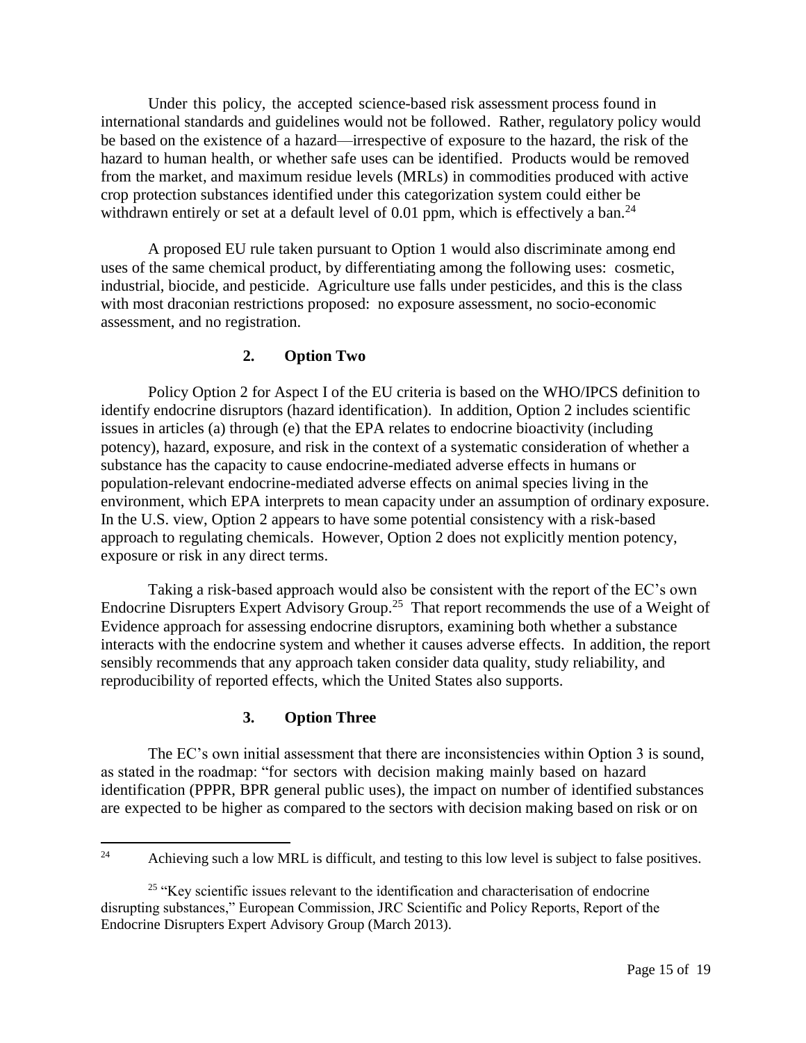Under this policy, the accepted science-based risk assessment process found in international standards and guidelines would not be followed. Rather, regulatory policy would be based on the existence of a hazard—irrespective of exposure to the hazard, the risk of the hazard to human health, or whether safe uses can be identified. Products would be removed from the market, and maximum residue levels (MRLs) in commodities produced with active crop protection substances identified under this categorization system could either be withdrawn entirely or set at a default level of 0.01 ppm, which is effectively a ban.[24]

A proposed EU rule taken pursuant to Option 1 would also discriminate among end uses of the same chemical product, by differentiating among the following uses: cosmetic, industrial, biocide, and pesticide. Agriculture use falls under pesticides, and this is the class with most draconian restrictions proposed: no exposure assessment, no socio-economic assessment, and no registration.

### 2. Option Two

Policy Option 2 for Aspect I of the EU criteria is based on the WHO/IPCS definition to identify endocrine disruptors (hazard identification). In addition, Option 2 includes scientific issues in articles (a) through (e) that the EPA relates to endocrine bioactivity (including potency), hazard, exposure, and risk in the context of a systematic consideration of whether a substance has the capacity to cause endocrine-mediated adverse effects in humans or population-relevant endocrine-mediated adverse effects on animal species living in the environment, which EPA interprets to mean capacity under an assumption of ordinary exposure. In the U.S. view, Option 2 appears to have some potential consistency with a risk-based approach to regulating chemicals. However, Option 2 does not explicitly mention potency, exposure or risk in any direct terms.

Taking a risk-based approach would also be consistent with the report of the EC's own Endocrine Disrupters Expert Advisory Group.[25] That report recommends the use of a Weight of Evidence approach for assessing endocrine disruptors, examining both whether a substance interacts with the endocrine system and whether it causes adverse effects. In addition, the report sensibly recommends that any approach taken consider data quality, study reliability, and reproducibility of reported effects, which the United States also supports.

### 3. Option Three

The EC's own initial assessment that there are inconsistencies within Option 3 is sound, as stated in the roadmap: "for sectors with decision making mainly based on hazard identification (PPPR, BPR general public uses), the impact on number of identified substances are expected to be higher as compared to the sectors with decision making based on risk or on

---

[24] Achieving such a low MRL is difficult, and testing to this low level is subject to false positives.

[25] "Key scientific issues relevant to the identification and characterisation of endocrine disrupting substances," European Commission, JRC Scientific and Policy Reports, Report of the Endocrine Disrupters Expert Advisory Group (March 2013).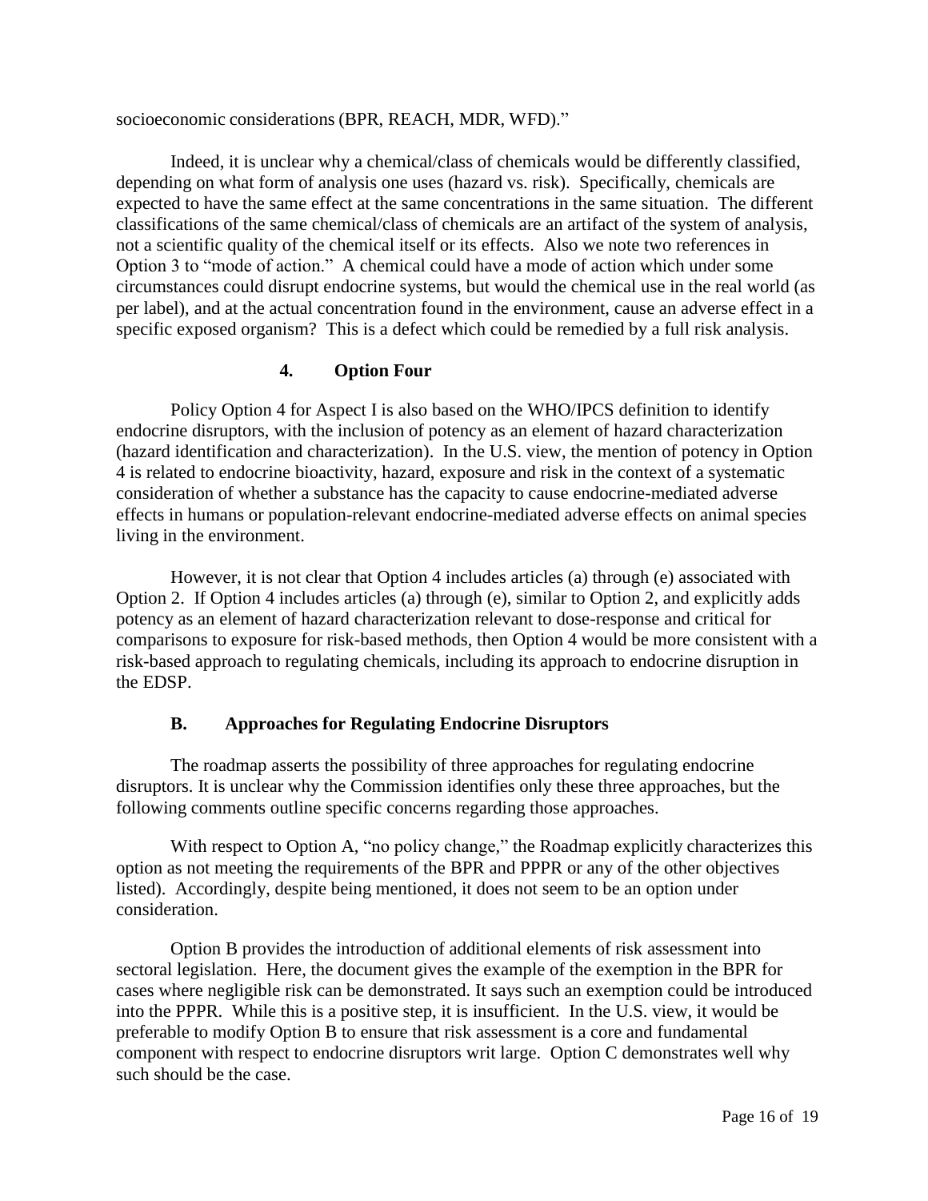socioeconomic considerations (BPR, REACH, MDR, WFD)."

Indeed, it is unclear why a chemical/class of chemicals would be differently classified, depending on what form of analysis one uses (hazard vs. risk). Specifically, chemicals are expected to have the same effect at the same concentrations in the same situation. The different classifications of the same chemical/class of chemicals are an artifact of the system of analysis, not a scientific quality of the chemical itself or its effects. Also we note two references in Option 3 to "mode of action." A chemical could have a mode of action which under some circumstances could disrupt endocrine systems, but would the chemical use in the real world (as per label), and at the actual concentration found in the environment, cause an adverse effect in a specific exposed organism? This is a defect which could be remedied by a full risk analysis.

### 4. Option Four

Policy Option 4 for Aspect I is also based on the WHO/IPCS definition to identify endocrine disruptors, with the inclusion of potency as an element of hazard characterization (hazard identification and characterization). In the U.S. view, the mention of potency in Option 4 is related to endocrine bioactivity, hazard, exposure and risk in the context of a systematic consideration of whether a substance has the capacity to cause endocrine-mediated adverse effects in humans or population-relevant endocrine-mediated adverse effects on animal species living in the environment.

However, it is not clear that Option 4 includes articles (a) through (e) associated with Option 2. If Option 4 includes articles (a) through (e), similar to Option 2, and explicitly adds potency as an element of hazard characterization relevant to dose-response and critical for comparisons to exposure for risk-based methods, then Option 4 would be more consistent with a risk-based approach to regulating chemicals, including its approach to endocrine disruption in the EDSP.

## B. Approaches for Regulating Endocrine Disruptors

The roadmap asserts the possibility of three approaches for regulating endocrine disruptors. It is unclear why the Commission identifies only these three approaches, but the following comments outline specific concerns regarding those approaches.

With respect to Option A, "no policy change," the Roadmap explicitly characterizes this option as not meeting the requirements of the BPR and PPPR or any of the other objectives listed). Accordingly, despite being mentioned, it does not seem to be an option under consideration.

Option B provides the introduction of additional elements of risk assessment into sectoral legislation. Here, the document gives the example of the exemption in the BPR for cases where negligible risk can be demonstrated. It says such an exemption could be introduced into the PPPR. While this is a positive step, it is insufficient. In the U.S. view, it would be preferable to modify Option B to ensure that risk assessment is a core and fundamental component with respect to endocrine disruptors writ large. Option C demonstrates well why such should be the case.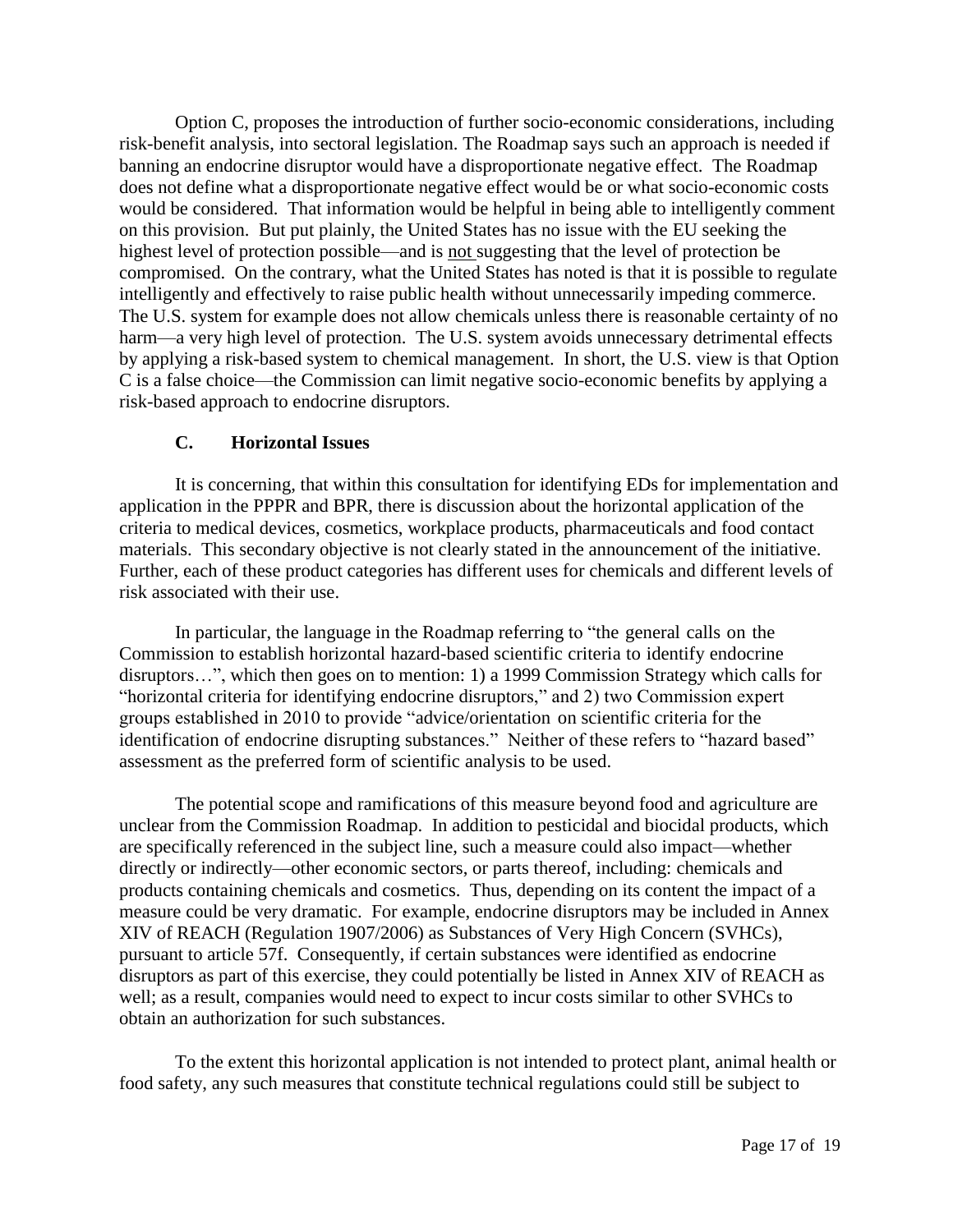Option C, proposes the introduction of further socio-economic considerations, including risk-benefit analysis, into sectoral legislation. The Roadmap says such an approach is needed if banning an endocrine disruptor would have a disproportionate negative effect. The Roadmap does not define what a disproportionate negative effect would be or what socio-economic costs would be considered. That information would be helpful in being able to intelligently comment on this provision. But put plainly, the United States has no issue with the EU seeking the highest level of protection possible—and is not suggesting that the level of protection be compromised. On the contrary, what the United States has noted is that it is possible to regulate intelligently and effectively to raise public health without unnecessarily impeding commerce. The U.S. system for example does not allow chemicals unless there is reasonable certainty of no harm—a very high level of protection. The U.S. system avoids unnecessary detrimental effects by applying a risk-based system to chemical management. In short, the U.S. view is that Option C is a false choice—the Commission can limit negative socio-economic benefits by applying a risk-based approach to endocrine disruptors.

### C. Horizontal Issues

It is concerning, that within this consultation for identifying EDs for implementation and application in the PPPR and BPR, there is discussion about the horizontal application of the criteria to medical devices, cosmetics, workplace products, pharmaceuticals and food contact materials. This secondary objective is not clearly stated in the announcement of the initiative. Further, each of these product categories has different uses for chemicals and different levels of risk associated with their use.

In particular, the language in the Roadmap referring to "the general calls on the Commission to establish horizontal hazard-based scientific criteria to identify endocrine disruptors…", which then goes on to mention: 1) a 1999 Commission Strategy which calls for "horizontal criteria for identifying endocrine disruptors," and 2) two Commission expert groups established in 2010 to provide "advice/orientation on scientific criteria for the identification of endocrine disrupting substances." Neither of these refers to "hazard based" assessment as the preferred form of scientific analysis to be used.

The potential scope and ramifications of this measure beyond food and agriculture are unclear from the Commission Roadmap. In addition to pesticidal and biocidal products, which are specifically referenced in the subject line, such a measure could also impact—whether directly or indirectly—other economic sectors, or parts thereof, including: chemicals and products containing chemicals and cosmetics. Thus, depending on its content the impact of a measure could be very dramatic. For example, endocrine disruptors may be included in Annex XIV of REACH (Regulation 1907/2006) as Substances of Very High Concern (SVHCs), pursuant to article 57f. Consequently, if certain substances were identified as endocrine disruptors as part of this exercise, they could potentially be listed in Annex XIV of REACH as well; as a result, companies would need to expect to incur costs similar to other SVHCs to obtain an authorization for such substances.

To the extent this horizontal application is not intended to protect plant, animal health or food safety, any such measures that constitute technical regulations could still be subject to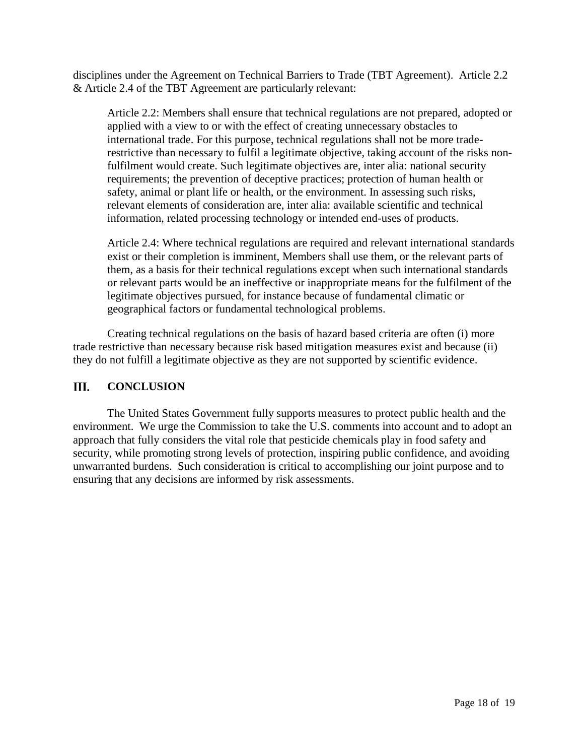disciplines under the Agreement on Technical Barriers to Trade (TBT Agreement). Article 2.2 & Article 2.4 of the TBT Agreement are particularly relevant:

> Article 2.2: Members shall ensure that technical regulations are not prepared, adopted or applied with a view to or with the effect of creating unnecessary obstacles to international trade. For this purpose, technical regulations shall not be more trade-restrictive than necessary to fulfil a legitimate objective, taking account of the risks non-fulfilment would create. Such legitimate objectives are, inter alia: national security requirements; the prevention of deceptive practices; protection of human health or safety, animal or plant life or health, or the environment. In assessing such risks, relevant elements of consideration are, inter alia: available scientific and technical information, related processing technology or intended end-uses of products.
>
> Article 2.4: Where technical regulations are required and relevant international standards exist or their completion is imminent, Members shall use them, or the relevant parts of them, as a basis for their technical regulations except when such international standards or relevant parts would be an ineffective or inappropriate means for the fulfilment of the legitimate objectives pursued, for instance because of fundamental climatic or geographical factors or fundamental technological problems.

Creating technical regulations on the basis of hazard based criteria are often (i) more trade restrictive than necessary because risk based mitigation measures exist and because (ii) they do not fulfill a legitimate objective as they are not supported by scientific evidence.

## III. CONCLUSION

The United States Government fully supports measures to protect public health and the environment. We urge the Commission to take the U.S. comments into account and to adopt an approach that fully considers the vital role that pesticide chemicals play in food safety and security, while promoting strong levels of protection, inspiring public confidence, and avoiding unwarranted burdens. Such consideration is critical to accomplishing our joint purpose and to ensuring that any decisions are informed by risk assessments.